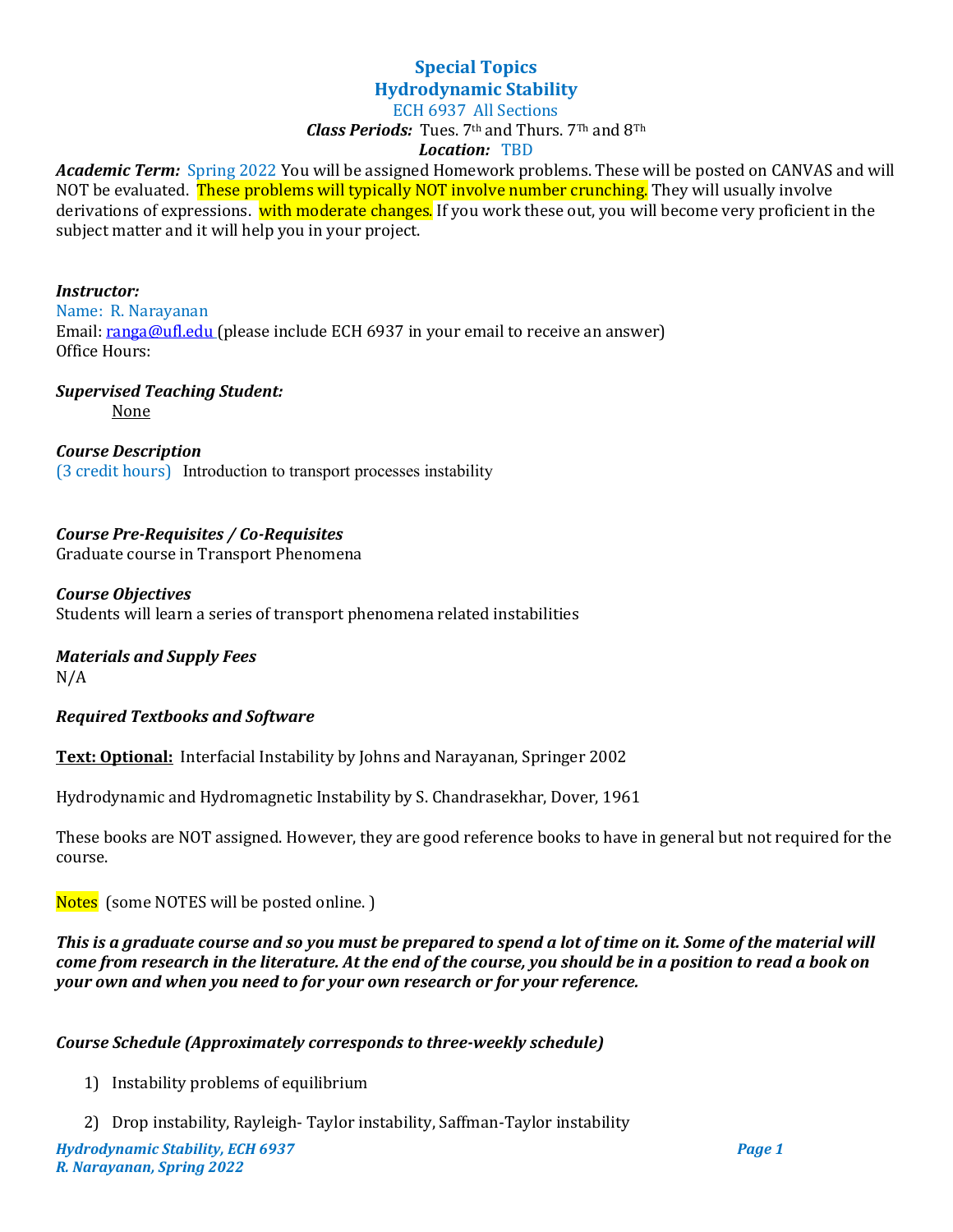# Special Topics
## Hydrodynamic Stability

ECH 6937 All Sections

***Class Periods:*** Tues. 7th and Thurs. 7Th and 8Th

***Location:*** TBD

***Academic Term:*** Spring 2022 You will be assigned Homework problems. These will be posted on CANVAS and will NOT be evaluated. These problems will typically NOT involve number crunching. They will usually involve derivations of expressions. with moderate changes. If you work these out, you will become very proficient in the subject matter and it will help you in your project.

***Instructor:***

Name: R. Narayanan

Email: ranga@ufl.edu (please include ECH 6937 in your email to receive an answer)

Office Hours:

***Supervised Teaching Student:***

None

***Course Description***

(3 credit hours) Introduction to transport processes instability

***Course Pre-Requisites / Co-Requisites***

Graduate course in Transport Phenomena

***Course Objectives***

Students will learn a series of transport phenomena related instabilities

***Materials and Supply Fees***

N/A

***Required Textbooks and Software***

**Text: Optional:** Interfacial Instability by Johns and Narayanan, Springer 2002

Hydrodynamic and Hydromagnetic Instability by S. Chandrasekhar, Dover, 1961

These books are NOT assigned. However, they are good reference books to have in general but not required for the course.

Notes (some NOTES will be posted online. )

***This is a graduate course and so you must be prepared to spend a lot of time on it. Some of the material will come from research in the literature. At the end of the course, you should be in a position to read a book on your own and when you need to for your own research or for your reference.***

***Course Schedule (Approximately corresponds to three-weekly schedule)***

1) Instability problems of equilibrium

2) Drop instability, Rayleigh- Taylor instability, Saffman-Taylor instability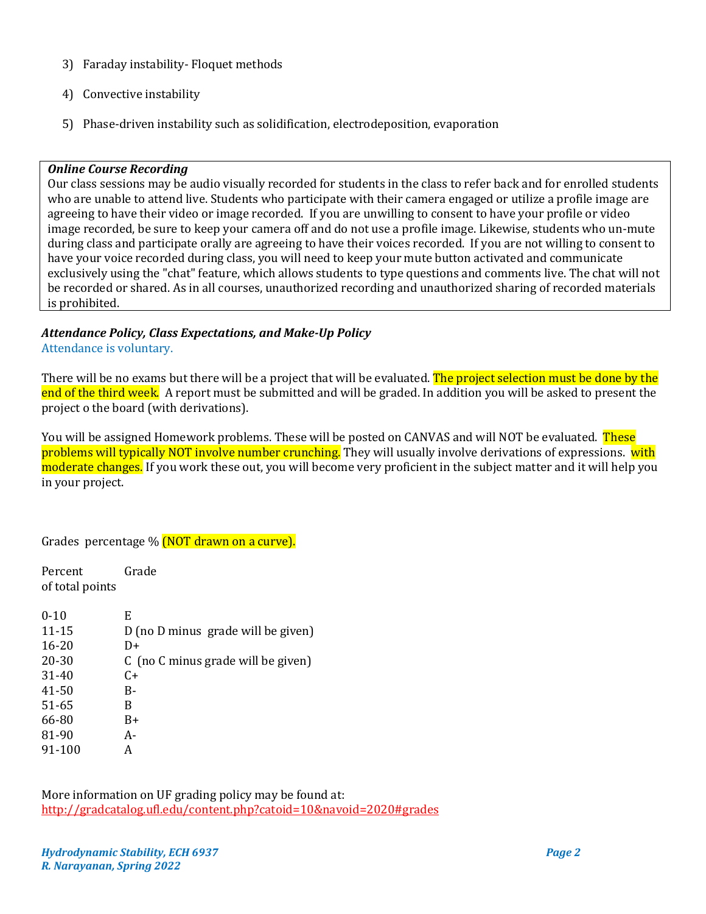3) Faraday instability- Floquet methods

4) Convective instability

5) Phase-driven instability such as solidification, electrodeposition, evaporation

***Online Course Recording***
Our class sessions may be audio visually recorded for students in the class to refer back and for enrolled students who are unable to attend live. Students who participate with their camera engaged or utilize a profile image are agreeing to have their video or image recorded. If you are unwilling to consent to have your profile or video image recorded, be sure to keep your camera off and do not use a profile image. Likewise, students who un-mute during class and participate orally are agreeing to have their voices recorded. If you are not willing to consent to have your voice recorded during class, you will need to keep your mute button activated and communicate exclusively using the "chat" feature, which allows students to type questions and comments live. The chat will not be recorded or shared. As in all courses, unauthorized recording and unauthorized sharing of recorded materials is prohibited.

***Attendance Policy, Class Expectations, and Make-Up Policy***
Attendance is voluntary.

There will be no exams but there will be a project that will be evaluated. The project selection must be done by the end of the third week. A report must be submitted and will be graded. In addition you will be asked to present the project o the board (with derivations).

You will be assigned Homework problems. These will be posted on CANVAS and will NOT be evaluated. These problems will typically NOT involve number crunching. They will usually involve derivations of expressions. with moderate changes. If you work these out, you will become very proficient in the subject matter and it will help you in your project.

Grades percentage % (NOT drawn on a curve).

| Percent of total points | Grade |
|---|---|
| 0-10 | E |
| 11-15 | D (no D minus grade will be given) |
| 16-20 | D+ |
| 20-30 | C (no C minus grade will be given) |
| 31-40 | C+ |
| 41-50 | B- |
| 51-65 | B |
| 66-80 | B+ |
| 81-90 | A- |
| 91-100 | A |

More information on UF grading policy may be found at:
http://gradcatalog.ufl.edu/content.php?catoid=10&navoid=2020#grades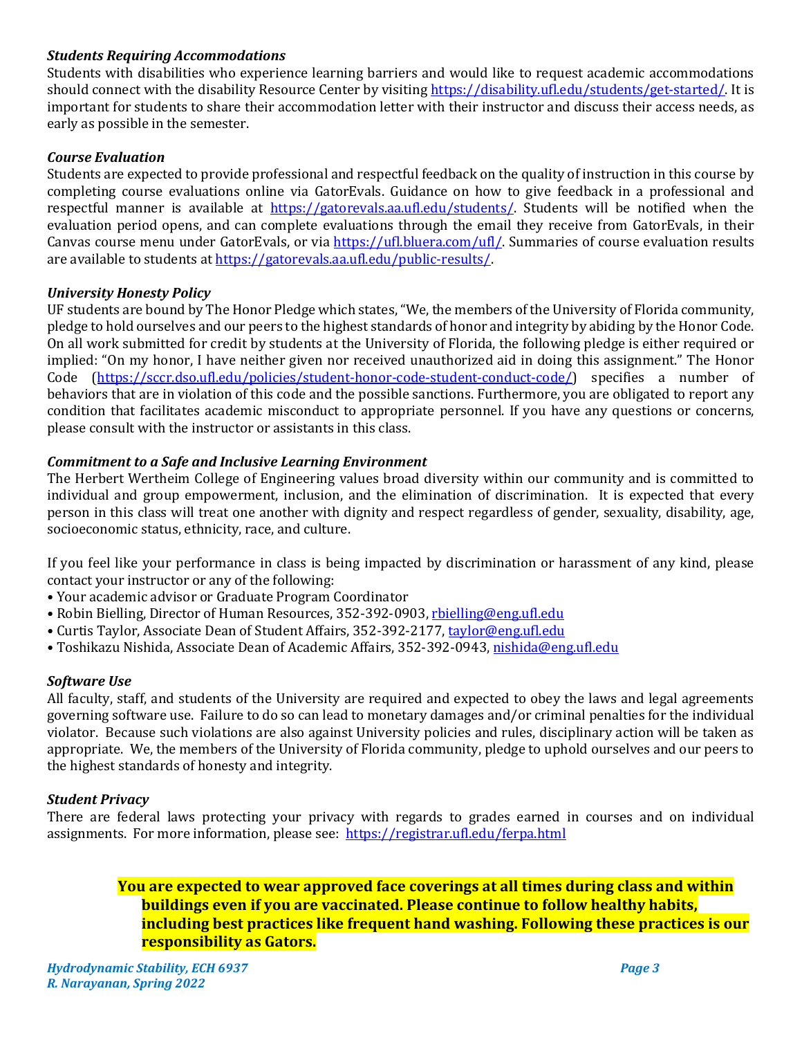### *Students Requiring Accommodations*

Students with disabilities who experience learning barriers and would like to request academic accommodations should connect with the disability Resource Center by visiting https://disability.ufl.edu/students/get-started/. It is important for students to share their accommodation letter with their instructor and discuss their access needs, as early as possible in the semester.

### *Course Evaluation*

Students are expected to provide professional and respectful feedback on the quality of instruction in this course by completing course evaluations online via GatorEvals. Guidance on how to give feedback in a professional and respectful manner is available at https://gatorevals.aa.ufl.edu/students/. Students will be notified when the evaluation period opens, and can complete evaluations through the email they receive from GatorEvals, in their Canvas course menu under GatorEvals, or via https://ufl.bluera.com/ufl/. Summaries of course evaluation results are available to students at https://gatorevals.aa.ufl.edu/public-results/.

### *University Honesty Policy*

UF students are bound by The Honor Pledge which states, "We, the members of the University of Florida community, pledge to hold ourselves and our peers to the highest standards of honor and integrity by abiding by the Honor Code. On all work submitted for credit by students at the University of Florida, the following pledge is either required or implied: "On my honor, I have neither given nor received unauthorized aid in doing this assignment." The Honor Code (https://sccr.dso.ufl.edu/policies/student-honor-code-student-conduct-code/) specifies a number of behaviors that are in violation of this code and the possible sanctions. Furthermore, you are obligated to report any condition that facilitates academic misconduct to appropriate personnel. If you have any questions or concerns, please consult with the instructor or assistants in this class.

### *Commitment to a Safe and Inclusive Learning Environment*

The Herbert Wertheim College of Engineering values broad diversity within our community and is committed to individual and group empowerment, inclusion, and the elimination of discrimination. It is expected that every person in this class will treat one another with dignity and respect regardless of gender, sexuality, disability, age, socioeconomic status, ethnicity, race, and culture.

If you feel like your performance in class is being impacted by discrimination or harassment of any kind, please contact your instructor or any of the following:

- Your academic advisor or Graduate Program Coordinator
- Robin Bielling, Director of Human Resources, 352-392-0903, rbielling@eng.ufl.edu
- Curtis Taylor, Associate Dean of Student Affairs, 352-392-2177, taylor@eng.ufl.edu
- Toshikazu Nishida, Associate Dean of Academic Affairs, 352-392-0943, nishida@eng.ufl.edu

### *Software Use*

All faculty, staff, and students of the University are required and expected to obey the laws and legal agreements governing software use. Failure to do so can lead to monetary damages and/or criminal penalties for the individual violator. Because such violations are also against University policies and rules, disciplinary action will be taken as appropriate. We, the members of the University of Florida community, pledge to uphold ourselves and our peers to the highest standards of honesty and integrity.

### *Student Privacy*

There are federal laws protecting your privacy with regards to grades earned in courses and on individual assignments. For more information, please see: https://registrar.ufl.edu/ferpa.html

**You are expected to wear approved face coverings at all times during class and within buildings even if you are vaccinated. Please continue to follow healthy habits, including best practices like frequent hand washing. Following these practices is our responsibility as Gators.**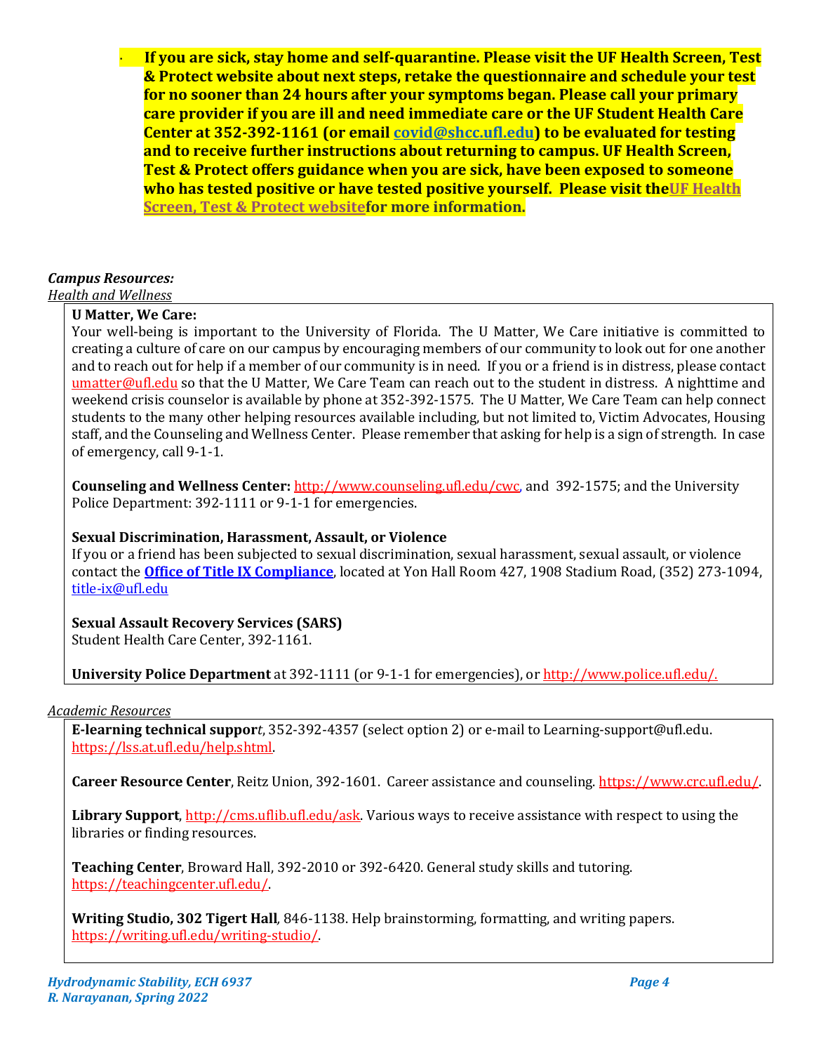- **If you are sick, stay home and self-quarantine. Please visit the UF Health Screen, Test & Protect website about next steps, retake the questionnaire and schedule your test for no sooner than 24 hours after your symptoms began. Please call your primary care provider if you are ill and need immediate care or the UF Student Health Care Center at 352-392-1161 (or email covid@shcc.ufl.edu) to be evaluated for testing and to receive further instructions about returning to campus. UF Health Screen, Test & Protect offers guidance when you are sick, have been exposed to someone who has tested positive or have tested positive yourself. Please visit theUF Health Screen, Test & Protect websitefor more information.**

***Campus Resources:***

*Health and Wellness*

**U Matter, We Care:**
Your well-being is important to the University of Florida. The U Matter, We Care initiative is committed to creating a culture of care on our campus by encouraging members of our community to look out for one another and to reach out for help if a member of our community is in need. If you or a friend is in distress, please contact umatter@ufl.edu so that the U Matter, We Care Team can reach out to the student in distress. A nighttime and weekend crisis counselor is available by phone at 352-392-1575. The U Matter, We Care Team can help connect students to the many other helping resources available including, but not limited to, Victim Advocates, Housing staff, and the Counseling and Wellness Center. Please remember that asking for help is a sign of strength. In case of emergency, call 9-1-1.

**Counseling and Wellness Center:** http://www.counseling.ufl.edu/cwc, and 392-1575; and the University Police Department: 392-1111 or 9-1-1 for emergencies.

**Sexual Discrimination, Harassment, Assault, or Violence**
If you or a friend has been subjected to sexual discrimination, sexual harassment, sexual assault, or violence contact the **Office of Title IX Compliance**, located at Yon Hall Room 427, 1908 Stadium Road, (352) 273-1094, title-ix@ufl.edu

**Sexual Assault Recovery Services (SARS)**
Student Health Care Center, 392-1161.

**University Police Department** at 392-1111 (or 9-1-1 for emergencies), or http://www.police.ufl.edu/.

*Academic Resources*

**E-learning technical support**, 352-392-4357 (select option 2) or e-mail to Learning-support@ufl.edu. https://lss.at.ufl.edu/help.shtml.

**Career Resource Center**, Reitz Union, 392-1601. Career assistance and counseling. https://www.crc.ufl.edu/.

**Library Support**, http://cms.uflib.ufl.edu/ask. Various ways to receive assistance with respect to using the libraries or finding resources.

**Teaching Center**, Broward Hall, 392-2010 or 392-6420. General study skills and tutoring. https://teachingcenter.ufl.edu/.

**Writing Studio, 302 Tigert Hall**, 846-1138. Help brainstorming, formatting, and writing papers. https://writing.ufl.edu/writing-studio/.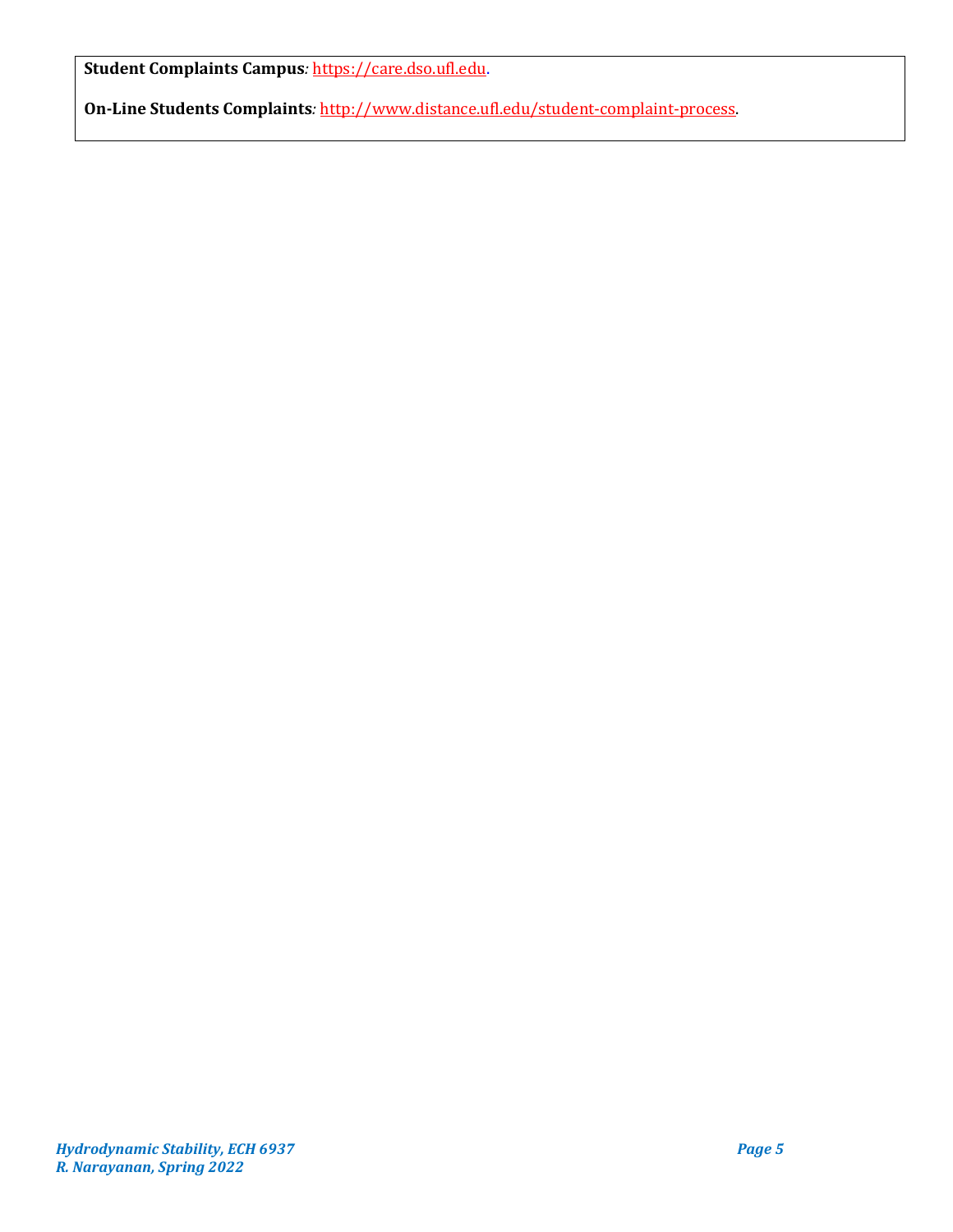**Student Complaints Campus***:* https://care.dso.ufl.edu.

**On-Line Students Complaints***:* http://www.distance.ufl.edu/student-complaint-process.